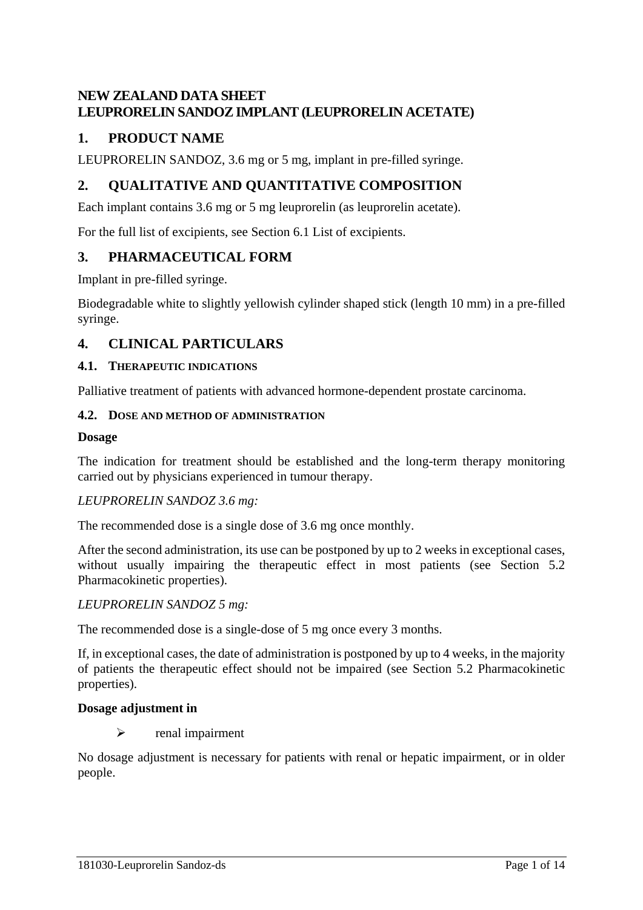# NEW ZEALAND DATA SHEET
# LEUPRORELIN SANDOZ IMPLANT (LEUPRORELIN ACETATE)

## 1. PRODUCT NAME

LEUPRORELIN SANDOZ, 3.6 mg or 5 mg, implant in pre-filled syringe.

## 2. QUALITATIVE AND QUANTITATIVE COMPOSITION

Each implant contains 3.6 mg or 5 mg leuprorelin (as leuprorelin acetate).

For the full list of excipients, see Section 6.1 List of excipients.

## 3. PHARMACEUTICAL FORM

Implant in pre-filled syringe.

Biodegradable white to slightly yellowish cylinder shaped stick (length 10 mm) in a pre-filled syringe.

## 4. CLINICAL PARTICULARS

### 4.1. THERAPEUTIC INDICATIONS

Palliative treatment of patients with advanced hormone-dependent prostate carcinoma.

### 4.2. DOSE AND METHOD OF ADMINISTRATION

**Dosage**

The indication for treatment should be established and the long-term therapy monitoring carried out by physicians experienced in tumour therapy.

*LEUPRORELIN SANDOZ 3.6 mg:*

The recommended dose is a single dose of 3.6 mg once monthly.

After the second administration, its use can be postponed by up to 2 weeks in exceptional cases, without usually impairing the therapeutic effect in most patients (see Section 5.2 Pharmacokinetic properties).

*LEUPRORELIN SANDOZ 5 mg:*

The recommended dose is a single-dose of 5 mg once every 3 months.

If, in exceptional cases, the date of administration is postponed by up to 4 weeks, in the majority of patients the therapeutic effect should not be impaired (see Section 5.2 Pharmacokinetic properties).

**Dosage adjustment in**

- renal impairment

No dosage adjustment is necessary for patients with renal or hepatic impairment, or in older people.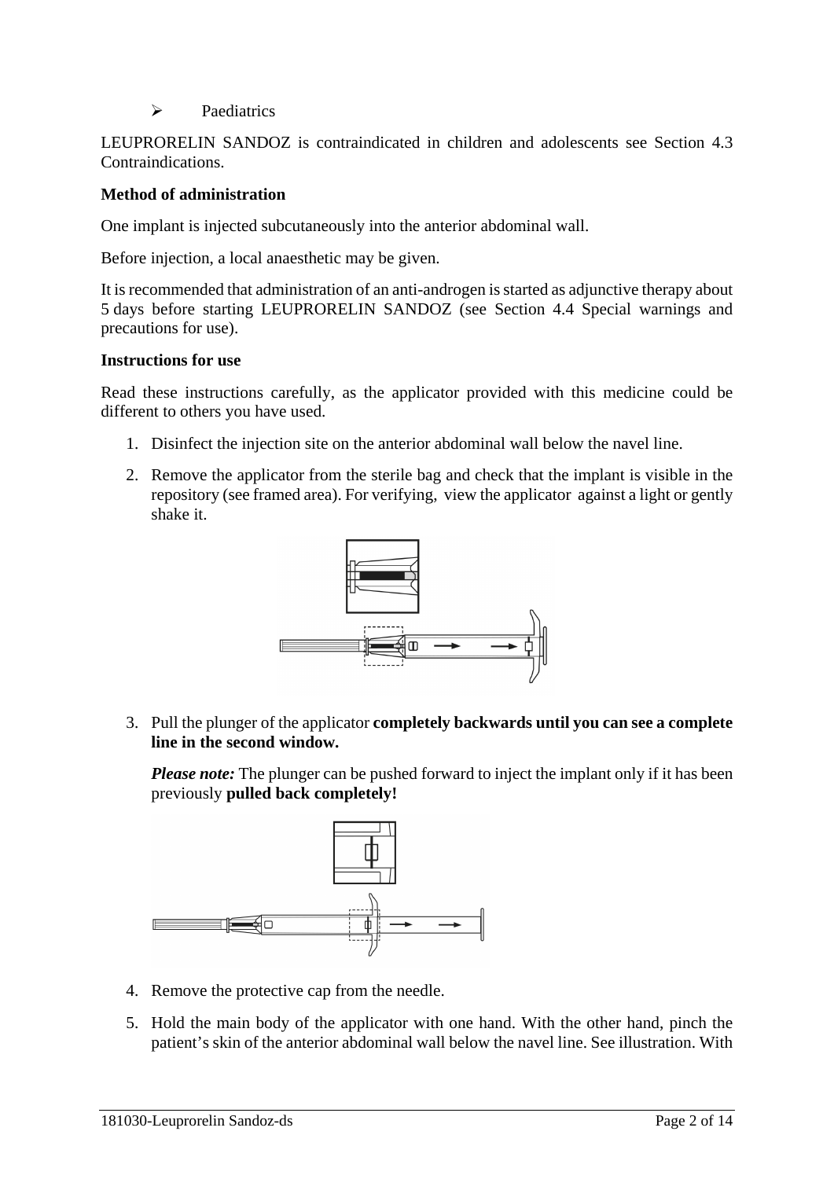- Paediatrics

LEUPRORELIN SANDOZ is contraindicated in children and adolescents see Section 4.3 Contraindications.

**Method of administration**

One implant is injected subcutaneously into the anterior abdominal wall.

Before injection, a local anaesthetic may be given.

It is recommended that administration of an anti-androgen is started as adjunctive therapy about 5 days before starting LEUPRORELIN SANDOZ (see Section 4.4 Special warnings and precautions for use).

**Instructions for use**

Read these instructions carefully, as the applicator provided with this medicine could be different to others you have used.

1. Disinfect the injection site on the anterior abdominal wall below the navel line.
2. Remove the applicator from the sterile bag and check that the implant is visible in the repository (see framed area). For verifying, view the applicator against a light or gently shake it.
3. Pull the plunger of the applicator **completely backwards until you can see a complete line in the second window.**

   ***Please note:*** The plunger can be pushed forward to inject the implant only if it has been previously **pulled back completely!**

4. Remove the protective cap from the needle.
5. Hold the main body of the applicator with one hand. With the other hand, pinch the patient's skin of the anterior abdominal wall below the navel line. See illustration. With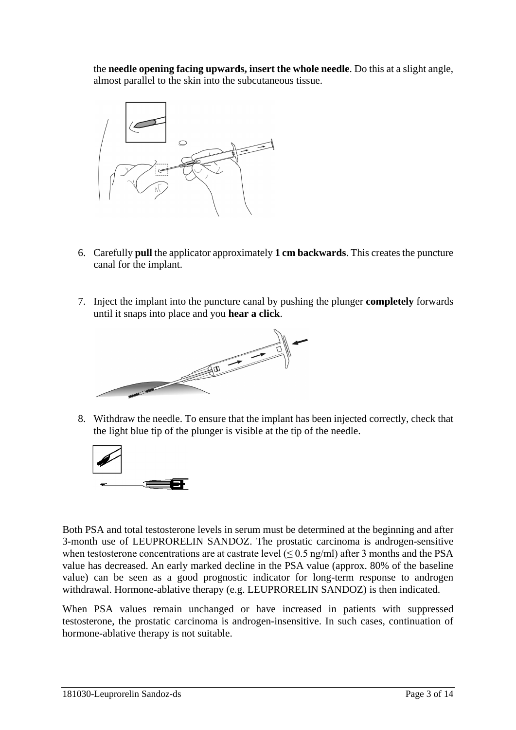the **needle opening facing upwards, insert the whole needle**. Do this at a slight angle, almost parallel to the skin into the subcutaneous tissue.

6. Carefully **pull** the applicator approximately **1 cm backwards**. This creates the puncture canal for the implant.

7. Inject the implant into the puncture canal by pushing the plunger **completely** forwards until it snaps into place and you **hear a click**.

8. Withdraw the needle. To ensure that the implant has been injected correctly, check that the light blue tip of the plunger is visible at the tip of the needle.

Both PSA and total testosterone levels in serum must be determined at the beginning and after 3-month use of LEUPRORELIN SANDOZ. The prostatic carcinoma is androgen-sensitive when testosterone concentrations are at castrate level ($\leq 0.5$ ng/ml) after 3 months and the PSA value has decreased. An early marked decline in the PSA value (approx. 80% of the baseline value) can be seen as a good prognostic indicator for long-term response to androgen withdrawal. Hormone-ablative therapy (e.g. LEUPRORELIN SANDOZ) is then indicated.

When PSA values remain unchanged or have increased in patients with suppressed testosterone, the prostatic carcinoma is androgen-insensitive. In such cases, continuation of hormone-ablative therapy is not suitable.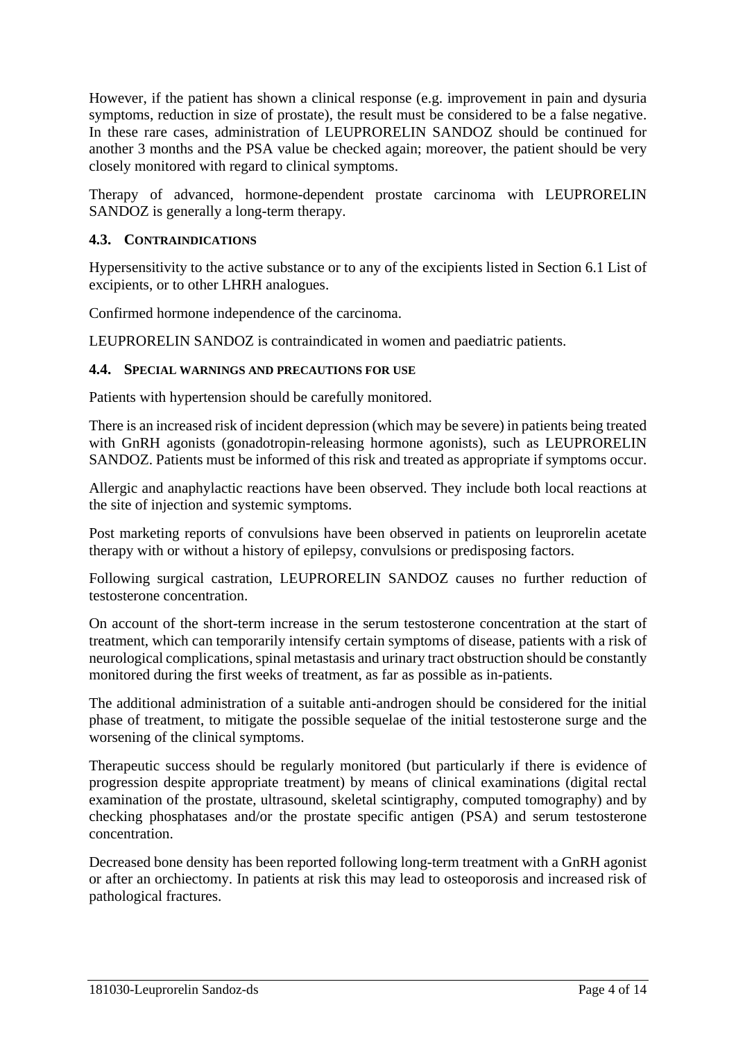However, if the patient has shown a clinical response (e.g. improvement in pain and dysuria symptoms, reduction in size of prostate), the result must be considered to be a false negative. In these rare cases, administration of LEUPRORELIN SANDOZ should be continued for another 3 months and the PSA value be checked again; moreover, the patient should be very closely monitored with regard to clinical symptoms.

Therapy of advanced, hormone-dependent prostate carcinoma with LEUPRORELIN SANDOZ is generally a long-term therapy.

### 4.3. Contraindications

Hypersensitivity to the active substance or to any of the excipients listed in Section 6.1 List of excipients, or to other LHRH analogues.

Confirmed hormone independence of the carcinoma.

LEUPRORELIN SANDOZ is contraindicated in women and paediatric patients.

### 4.4. Special warnings and precautions for use

Patients with hypertension should be carefully monitored.

There is an increased risk of incident depression (which may be severe) in patients being treated with GnRH agonists (gonadotropin-releasing hormone agonists), such as LEUPRORELIN SANDOZ. Patients must be informed of this risk and treated as appropriate if symptoms occur.

Allergic and anaphylactic reactions have been observed. They include both local reactions at the site of injection and systemic symptoms.

Post marketing reports of convulsions have been observed in patients on leuprorelin acetate therapy with or without a history of epilepsy, convulsions or predisposing factors.

Following surgical castration, LEUPRORELIN SANDOZ causes no further reduction of testosterone concentration.

On account of the short-term increase in the serum testosterone concentration at the start of treatment, which can temporarily intensify certain symptoms of disease, patients with a risk of neurological complications, spinal metastasis and urinary tract obstruction should be constantly monitored during the first weeks of treatment, as far as possible as in-patients.

The additional administration of a suitable anti-androgen should be considered for the initial phase of treatment, to mitigate the possible sequelae of the initial testosterone surge and the worsening of the clinical symptoms.

Therapeutic success should be regularly monitored (but particularly if there is evidence of progression despite appropriate treatment) by means of clinical examinations (digital rectal examination of the prostate, ultrasound, skeletal scintigraphy, computed tomography) and by checking phosphatases and/or the prostate specific antigen (PSA) and serum testosterone concentration.

Decreased bone density has been reported following long-term treatment with a GnRH agonist or after an orchiectomy. In patients at risk this may lead to osteoporosis and increased risk of pathological fractures.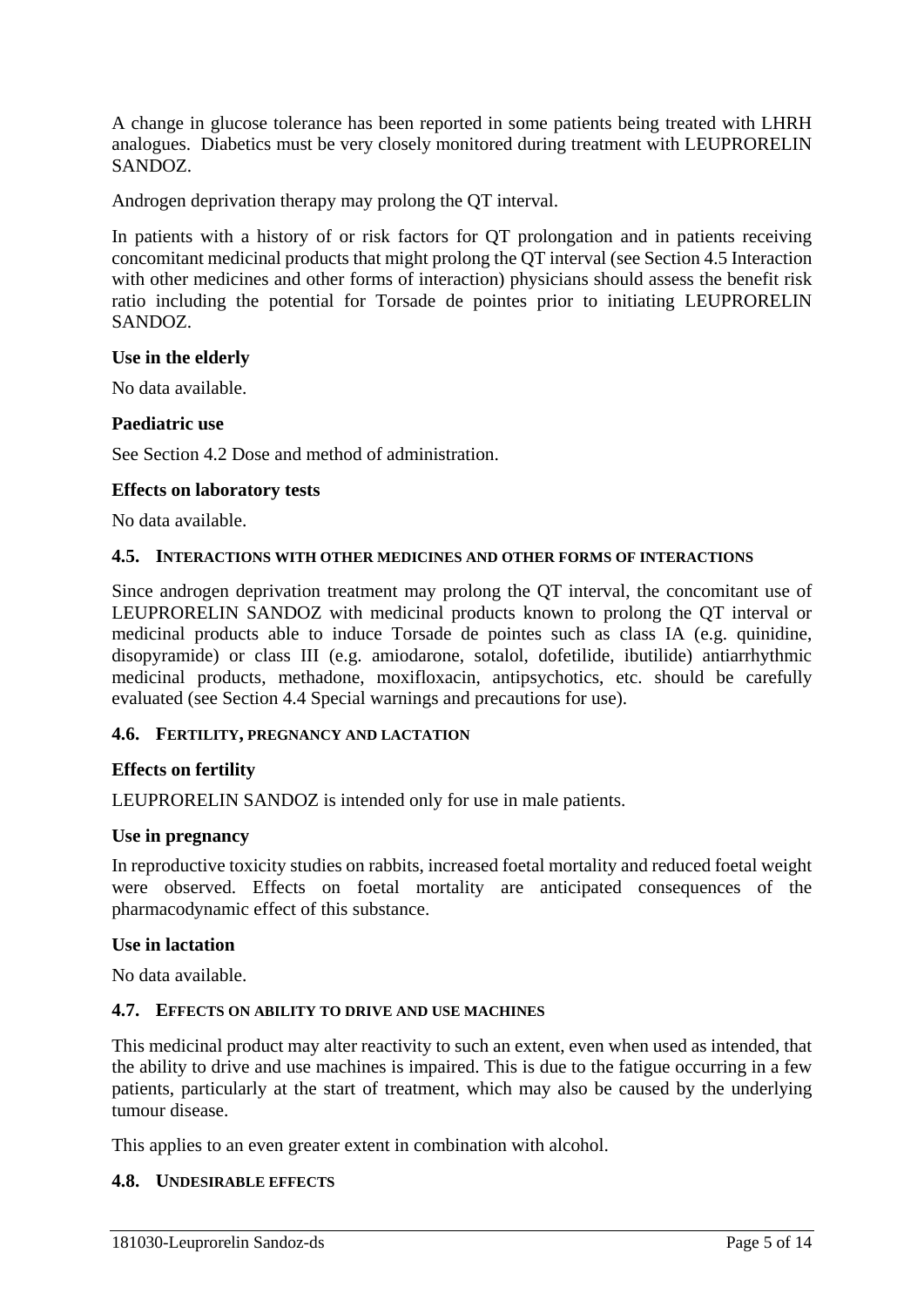A change in glucose tolerance has been reported in some patients being treated with LHRH analogues. Diabetics must be very closely monitored during treatment with LEUPRORELIN SANDOZ.

Androgen deprivation therapy may prolong the QT interval.

In patients with a history of or risk factors for QT prolongation and in patients receiving concomitant medicinal products that might prolong the QT interval (see Section 4.5 Interaction with other medicines and other forms of interaction) physicians should assess the benefit risk ratio including the potential for Torsade de pointes prior to initiating LEUPRORELIN SANDOZ.

**Use in the elderly**

No data available.

**Paediatric use**

See Section 4.2 Dose and method of administration.

**Effects on laboratory tests**

No data available.

### 4.5. Interactions with other medicines and other forms of interactions

Since androgen deprivation treatment may prolong the QT interval, the concomitant use of LEUPRORELIN SANDOZ with medicinal products known to prolong the QT interval or medicinal products able to induce Torsade de pointes such as class IA (e.g. quinidine, disopyramide) or class III (e.g. amiodarone, sotalol, dofetilide, ibutilide) antiarrhythmic medicinal products, methadone, moxifloxacin, antipsychotics, etc. should be carefully evaluated (see Section 4.4 Special warnings and precautions for use).

### 4.6. Fertility, pregnancy and lactation

**Effects on fertility**

LEUPRORELIN SANDOZ is intended only for use in male patients.

**Use in pregnancy**

In reproductive toxicity studies on rabbits, increased foetal mortality and reduced foetal weight were observed. Effects on foetal mortality are anticipated consequences of the pharmacodynamic effect of this substance.

**Use in lactation**

No data available.

### 4.7. Effects on ability to drive and use machines

This medicinal product may alter reactivity to such an extent, even when used as intended, that the ability to drive and use machines is impaired. This is due to the fatigue occurring in a few patients, particularly at the start of treatment, which may also be caused by the underlying tumour disease.

This applies to an even greater extent in combination with alcohol.

### 4.8. Undesirable effects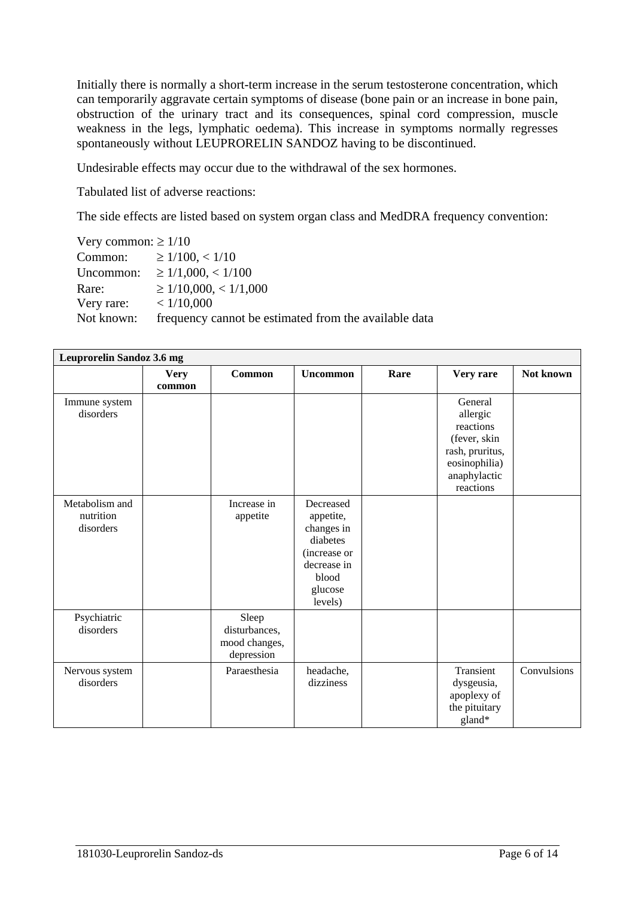Initially there is normally a short-term increase in the serum testosterone concentration, which can temporarily aggravate certain symptoms of disease (bone pain or an increase in bone pain, obstruction of the urinary tract and its consequences, spinal cord compression, muscle weakness in the legs, lymphatic oedema). This increase in symptoms normally regresses spontaneously without LEUPRORELIN SANDOZ having to be discontinued.

Undesirable effects may occur due to the withdrawal of the sex hormones.

Tabulated list of adverse reactions:

The side effects are listed based on system organ class and MedDRA frequency convention:

Very common: ≥ 1/10
Common: ≥ 1/100, < 1/10
Uncommon: ≥ 1/1,000, < 1/100
Rare: ≥ 1/10,000, < 1/1,000
Very rare: < 1/10,000
Not known: frequency cannot be estimated from the available data

| **Leuprorelin Sandoz 3.6 mg** | | | | | | |
|---|---|---|---|---|---|---|
| | **Very common** | **Common** | **Uncommon** | **Rare** | **Very rare** | **Not known** |
| Immune system disorders | | | | | General allergic reactions (fever, skin rash, pruritus, eosinophilia) anaphylactic reactions | |
| Metabolism and nutrition disorders | | Increase in appetite | Decreased appetite, changes in diabetes (increase or decrease in blood glucose levels) | | | |
| Psychiatric disorders | | Sleep disturbances, mood changes, depression | | | | |
| Nervous system disorders | | Paraesthesia | headache, dizziness | | Transient dysgeusia, apoplexy of the pituitary gland* | Convulsions |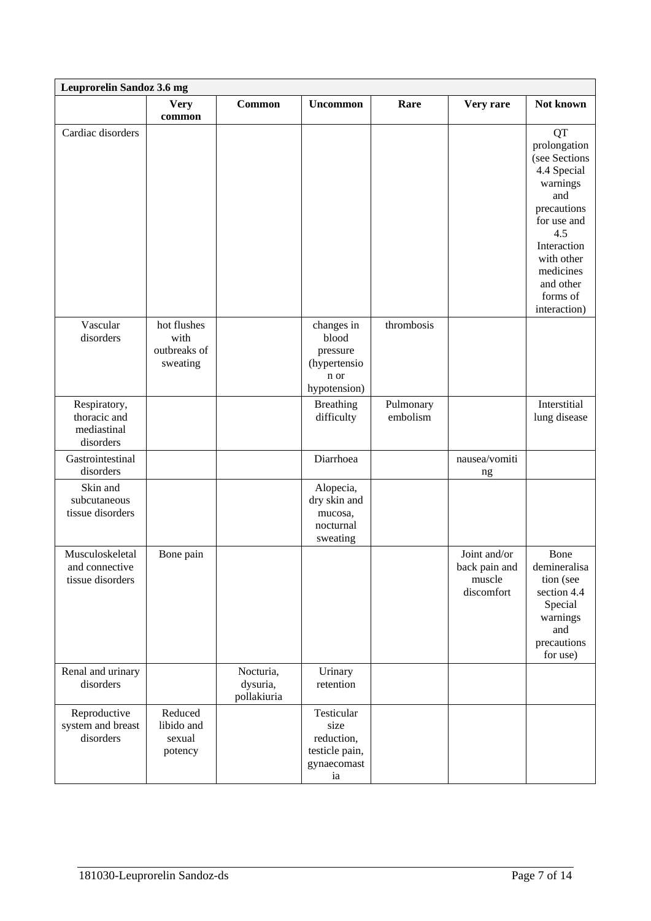| Leuprorelin Sandoz 3.6 mg | | | | | | |
|---|---|---|---|---|---|---|
| | **Very common** | **Common** | **Uncommon** | **Rare** | **Very rare** | **Not known** |
| Cardiac disorders | | | | | | QT prolongation (see Sections 4.4 Special warnings and precautions for use and 4.5 Interaction with other medicines and other forms of interaction) |
| Vascular disorders | hot flushes with outbreaks of sweating | | changes in blood pressure (hypertension or hypotension) | thrombosis | | |
| Respiratory, thoracic and mediastinal disorders | | | Breathing difficulty | Pulmonary embolism | | Interstitial lung disease |
| Gastrointestinal disorders | | | Diarrhoea | | nausea/vomiting | |
| Skin and subcutaneous tissue disorders | | | Alopecia, dry skin and mucosa, nocturnal sweating | | | |
| Musculoskeletal and connective tissue disorders | Bone pain | | | | Joint and/or back pain and muscle discomfort | Bone demineralisation (see section 4.4 Special warnings and precautions for use) |
| Renal and urinary disorders | | Nocturia, dysuria, pollakiuria | Urinary retention | | | |
| Reproductive system and breast disorders | Reduced libido and sexual potency | | Testicular size reduction, testicle pain, gynaecomastia | | | |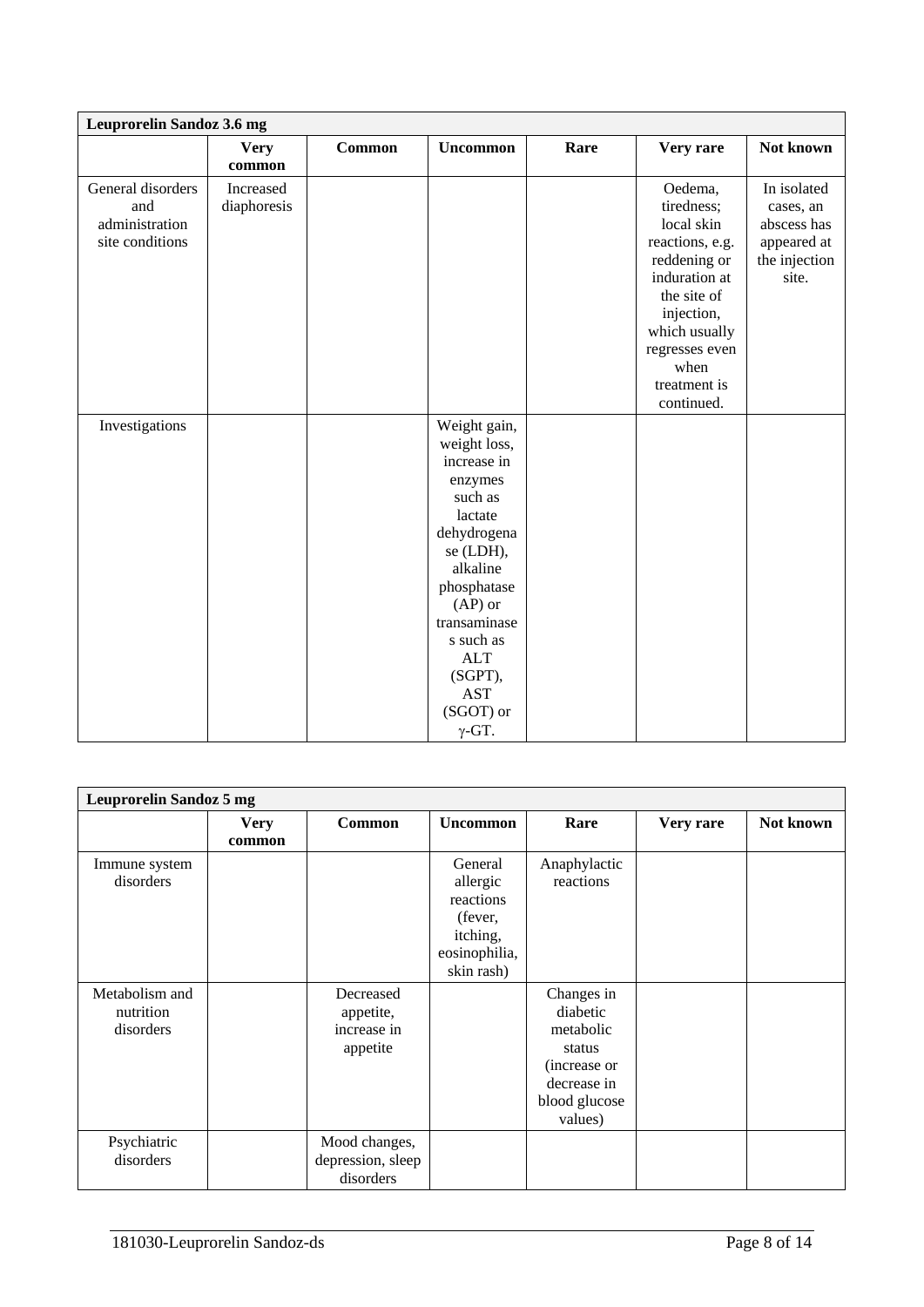| Leuprorelin Sandoz 3.6 mg | | | | | | |
|---|---|---|---|---|---|---|
| | **Very common** | **Common** | **Uncommon** | **Rare** | **Very rare** | **Not known** |
| General disorders and administration site conditions | Increased diaphoresis | | | | Oedema, tiredness; local skin reactions, e.g. reddening or induration at the site of injection, which usually regresses even when treatment is continued. | In isolated cases, an abscess has appeared at the injection site. |
| Investigations | | | Weight gain, weight loss, increase in enzymes such as lactate dehydrogenase (LDH), alkaline phosphatase (AP) or transaminases such as ALT (SGPT), AST (SGOT) or γ-GT. | | | |

| Leuprorelin Sandoz 5 mg | | | | | | |
|---|---|---|---|---|---|---|
| | **Very common** | **Common** | **Uncommon** | **Rare** | **Very rare** | **Not known** |
| Immune system disorders | | | General allergic reactions (fever, itching, eosinophilia, skin rash) | Anaphylactic reactions | | |
| Metabolism and nutrition disorders | | Decreased appetite, increase in appetite | | Changes in diabetic metabolic status (increase or decrease in blood glucose values) | | |
| Psychiatric disorders | | Mood changes, depression, sleep disorders | | | | |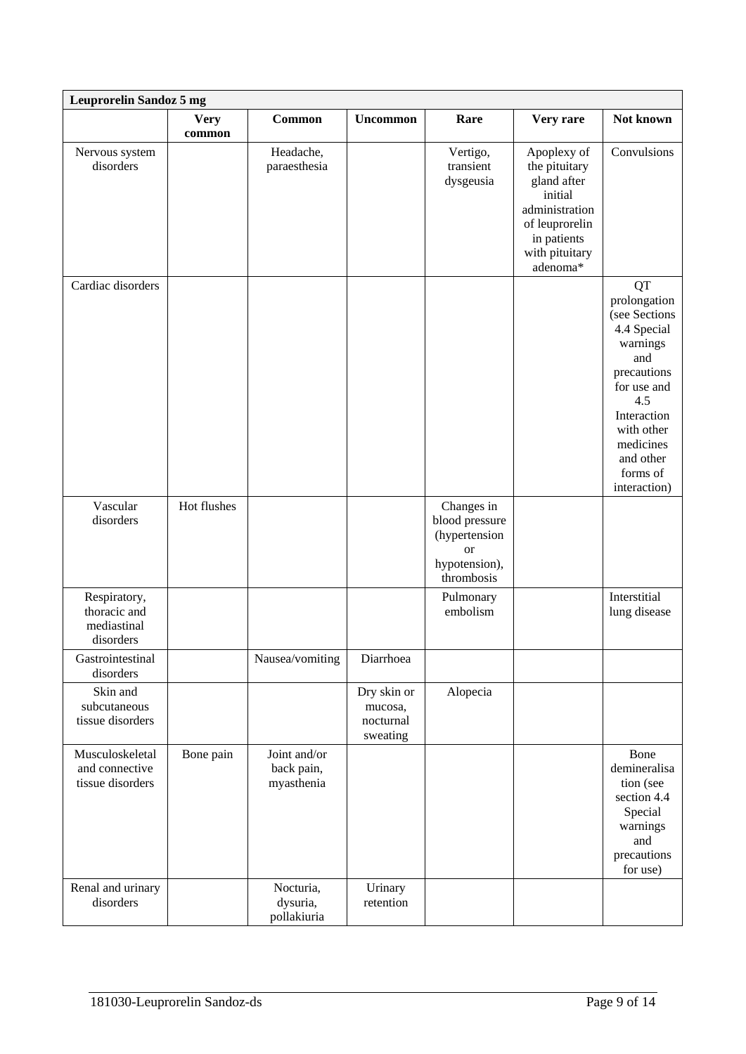| Leuprorelin Sandoz 5 mg | | | | | | |
|---|---|---|---|---|---|---|
| | **Very common** | **Common** | **Uncommon** | **Rare** | **Very rare** | **Not known** |
| Nervous system disorders | | Headache, paraesthesia | | Vertigo, transient dysgeusia | Apoplexy of the pituitary gland after initial administration of leuprorelin in patients with pituitary adenoma* | Convulsions |
| Cardiac disorders | | | | | | QT prolongation (see Sections 4.4 Special warnings and precautions for use and 4.5 Interaction with other medicines and other forms of interaction) |
| Vascular disorders | Hot flushes | | | Changes in blood pressure (hypertension or hypotension), thrombosis | | |
| Respiratory, thoracic and mediastinal disorders | | | | Pulmonary embolism | | Interstitial lung disease |
| Gastrointestinal disorders | | Nausea/vomiting | Diarrhoea | | | |
| Skin and subcutaneous tissue disorders | | | Dry skin or mucosa, nocturnal sweating | Alopecia | | |
| Musculoskeletal and connective tissue disorders | Bone pain | Joint and/or back pain, myasthenia | | | | Bone demineralisation (see section 4.4 Special warnings and precautions for use) |
| Renal and urinary disorders | | Nocturia, dysuria, pollakiuria | Urinary retention | | | |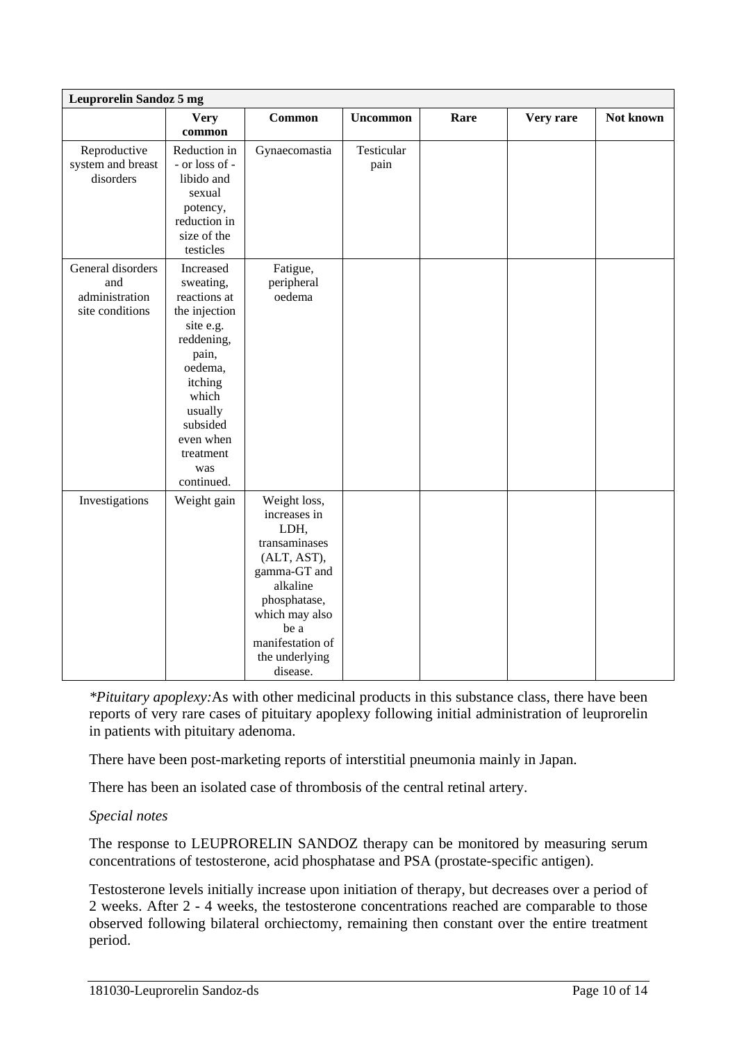| Leuprorelin Sandoz 5 mg | | | | | | |
|---|---|---|---|---|---|---|
| | **Very common** | **Common** | **Uncommon** | **Rare** | **Very rare** | **Not known** |
| Reproductive system and breast disorders | Reduction in - or loss of - libido and sexual potency, reduction in size of the testicles | Gynaecomastia | Testicular pain | | | |
| General disorders and administration site conditions | Increased sweating, reactions at the injection site e.g. reddening, pain, oedema, itching which usually subsided even when treatment was continued. | Fatigue, peripheral oedema | | | | |
| Investigations | Weight gain | Weight loss, increases in LDH, transaminases (ALT, AST), gamma-GT and alkaline phosphatase, which may also be a manifestation of the underlying disease. | | | | |

*\*Pituitary apoplexy:*As with other medicinal products in this substance class, there have been reports of very rare cases of pituitary apoplexy following initial administration of leuprorelin in patients with pituitary adenoma.

There have been post-marketing reports of interstitial pneumonia mainly in Japan.

There has been an isolated case of thrombosis of the central retinal artery.

*Special notes*

The response to LEUPRORELIN SANDOZ therapy can be monitored by measuring serum concentrations of testosterone, acid phosphatase and PSA (prostate-specific antigen).

Testosterone levels initially increase upon initiation of therapy, but decreases over a period of 2 weeks. After 2 - 4 weeks, the testosterone concentrations reached are comparable to those observed following bilateral orchiectomy, remaining then constant over the entire treatment period.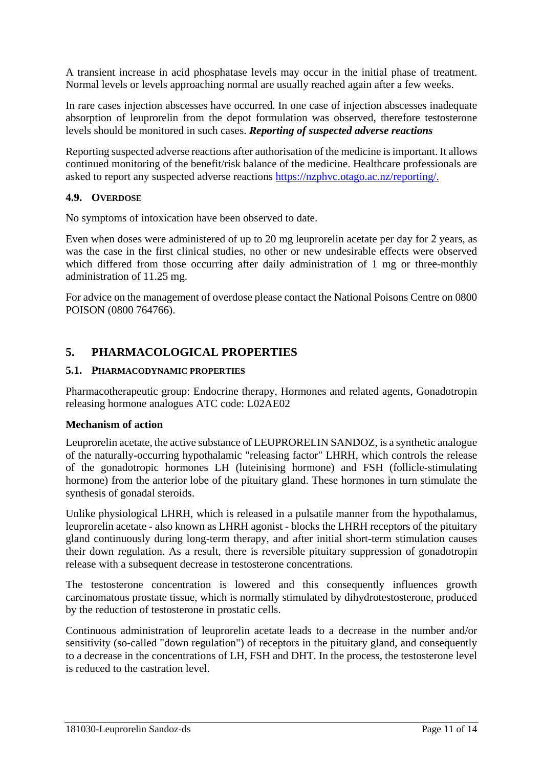A transient increase in acid phosphatase levels may occur in the initial phase of treatment. Normal levels or levels approaching normal are usually reached again after a few weeks.

In rare cases injection abscesses have occurred. In one case of injection abscesses inadequate absorption of leuprorelin from the depot formulation was observed, therefore testosterone levels should be monitored in such cases. ***Reporting of suspected adverse reactions***

Reporting suspected adverse reactions after authorisation of the medicine is important. It allows continued monitoring of the benefit/risk balance of the medicine. Healthcare professionals are asked to report any suspected adverse reactions https://nzphvc.otago.ac.nz/reporting/.

### 4.9. Overdose

No symptoms of intoxication have been observed to date.

Even when doses were administered of up to 20 mg leuprorelin acetate per day for 2 years, as was the case in the first clinical studies, no other or new undesirable effects were observed which differed from those occurring after daily administration of 1 mg or three-monthly administration of 11.25 mg.

For advice on the management of overdose please contact the National Poisons Centre on 0800 POISON (0800 764766).

## 5. PHARMACOLOGICAL PROPERTIES

### 5.1. Pharmacodynamic properties

Pharmacotherapeutic group: Endocrine therapy, Hormones and related agents, Gonadotropin releasing hormone analogues ATC code: L02AE02

**Mechanism of action**

Leuprorelin acetate, the active substance of LEUPRORELIN SANDOZ, is a synthetic analogue of the naturally-occurring hypothalamic "releasing factor" LHRH, which controls the release of the gonadotropic hormones LH (luteinising hormone) and FSH (follicle-stimulating hormone) from the anterior lobe of the pituitary gland. These hormones in turn stimulate the synthesis of gonadal steroids.

Unlike physiological LHRH, which is released in a pulsatile manner from the hypothalamus, leuprorelin acetate - also known as LHRH agonist - blocks the LHRH receptors of the pituitary gland continuously during long-term therapy, and after initial short-term stimulation causes their down regulation. As a result, there is reversible pituitary suppression of gonadotropin release with a subsequent decrease in testosterone concentrations.

The testosterone concentration is lowered and this consequently influences growth carcinomatous prostate tissue, which is normally stimulated by dihydrotestosterone, produced by the reduction of testosterone in prostatic cells.

Continuous administration of leuprorelin acetate leads to a decrease in the number and/or sensitivity (so-called "down regulation") of receptors in the pituitary gland, and consequently to a decrease in the concentrations of LH, FSH and DHT. In the process, the testosterone level is reduced to the castration level.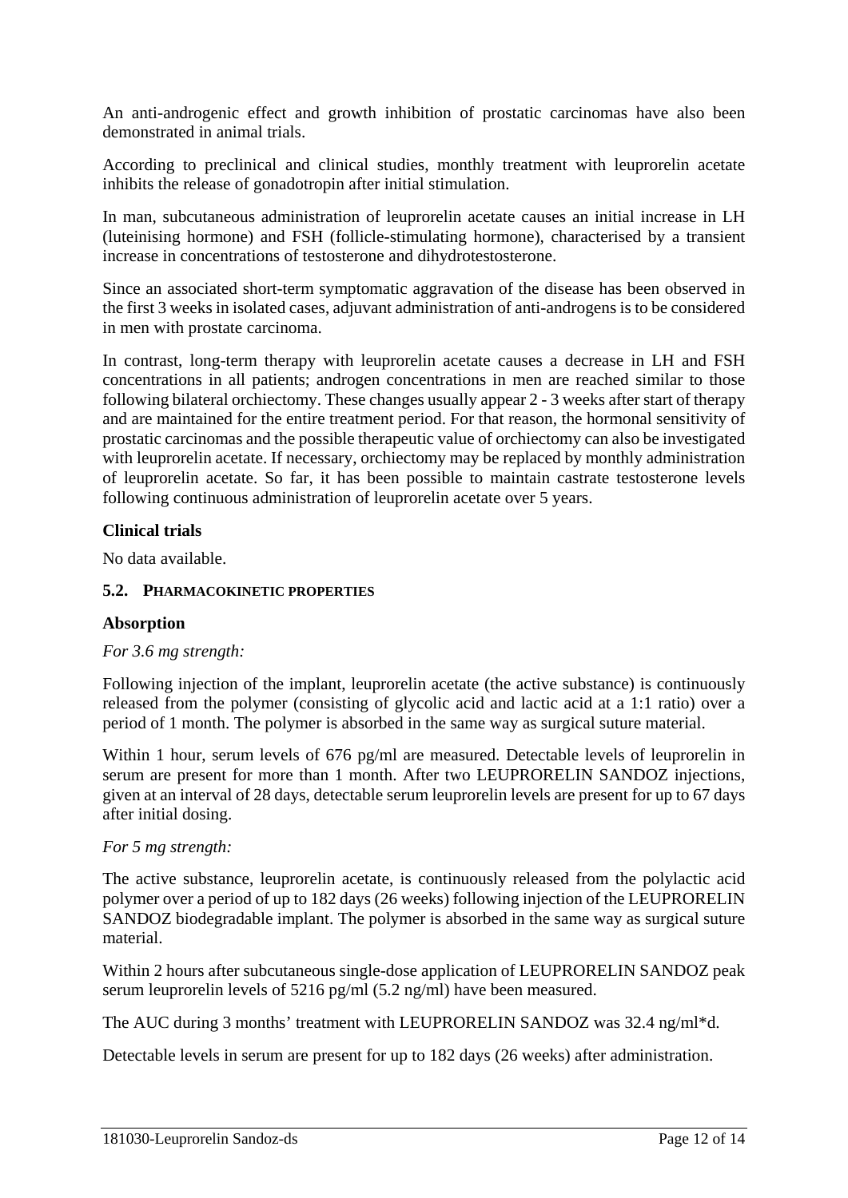An anti-androgenic effect and growth inhibition of prostatic carcinomas have also been demonstrated in animal trials.

According to preclinical and clinical studies, monthly treatment with leuprorelin acetate inhibits the release of gonadotropin after initial stimulation.

In man, subcutaneous administration of leuprorelin acetate causes an initial increase in LH (luteinising hormone) and FSH (follicle-stimulating hormone), characterised by a transient increase in concentrations of testosterone and dihydrotestosterone.

Since an associated short-term symptomatic aggravation of the disease has been observed in the first 3 weeks in isolated cases, adjuvant administration of anti-androgens is to be considered in men with prostate carcinoma.

In contrast, long-term therapy with leuprorelin acetate causes a decrease in LH and FSH concentrations in all patients; androgen concentrations in men are reached similar to those following bilateral orchiectomy. These changes usually appear 2 - 3 weeks after start of therapy and are maintained for the entire treatment period. For that reason, the hormonal sensitivity of prostatic carcinomas and the possible therapeutic value of orchiectomy can also be investigated with leuprorelin acetate. If necessary, orchiectomy may be replaced by monthly administration of leuprorelin acetate. So far, it has been possible to maintain castrate testosterone levels following continuous administration of leuprorelin acetate over 5 years.

**Clinical trials**

No data available.

### 5.2. PHARMACOKINETIC PROPERTIES

**Absorption**

*For 3.6 mg strength:*

Following injection of the implant, leuprorelin acetate (the active substance) is continuously released from the polymer (consisting of glycolic acid and lactic acid at a 1:1 ratio) over a period of 1 month. The polymer is absorbed in the same way as surgical suture material.

Within 1 hour, serum levels of 676 pg/ml are measured. Detectable levels of leuprorelin in serum are present for more than 1 month. After two LEUPRORELIN SANDOZ injections, given at an interval of 28 days, detectable serum leuprorelin levels are present for up to 67 days after initial dosing.

*For 5 mg strength:*

The active substance, leuprorelin acetate, is continuously released from the polylactic acid polymer over a period of up to 182 days (26 weeks) following injection of the LEUPRORELIN SANDOZ biodegradable implant. The polymer is absorbed in the same way as surgical suture material.

Within 2 hours after subcutaneous single-dose application of LEUPRORELIN SANDOZ peak serum leuprorelin levels of 5216 pg/ml (5.2 ng/ml) have been measured.

The AUC during 3 months' treatment with LEUPRORELIN SANDOZ was 32.4 ng/ml*d.

Detectable levels in serum are present for up to 182 days (26 weeks) after administration.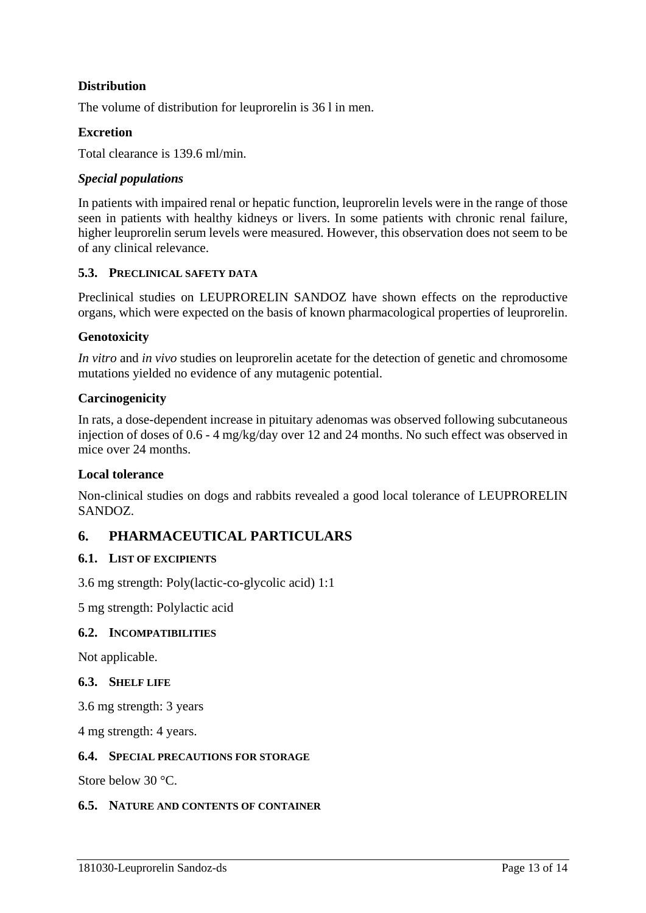**Distribution**

The volume of distribution for leuprorelin is 36 l in men.

**Excretion**

Total clearance is 139.6 ml/min.

***Special populations***

In patients with impaired renal or hepatic function, leuprorelin levels were in the range of those seen in patients with healthy kidneys or livers. In some patients with chronic renal failure, higher leuprorelin serum levels were measured. However, this observation does not seem to be of any clinical relevance.

### 5.3. Preclinical safety data

Preclinical studies on LEUPRORELIN SANDOZ have shown effects on the reproductive organs, which were expected on the basis of known pharmacological properties of leuprorelin.

**Genotoxicity**

*In vitro* and *in vivo* studies on leuprorelin acetate for the detection of genetic and chromosome mutations yielded no evidence of any mutagenic potential.

**Carcinogenicity**

In rats, a dose-dependent increase in pituitary adenomas was observed following subcutaneous injection of doses of 0.6 - 4 mg/kg/day over 12 and 24 months. No such effect was observed in mice over 24 months.

**Local tolerance**

Non-clinical studies on dogs and rabbits revealed a good local tolerance of LEUPRORELIN SANDOZ.

## 6. PHARMACEUTICAL PARTICULARS

### 6.1. List of excipients

3.6 mg strength: Poly(lactic-co-glycolic acid) 1:1

5 mg strength: Polylactic acid

### 6.2. Incompatibilities

Not applicable.

### 6.3. Shelf life

3.6 mg strength: 3 years

4 mg strength: 4 years.

### 6.4. Special precautions for storage

Store below 30 °C.

### 6.5. Nature and contents of container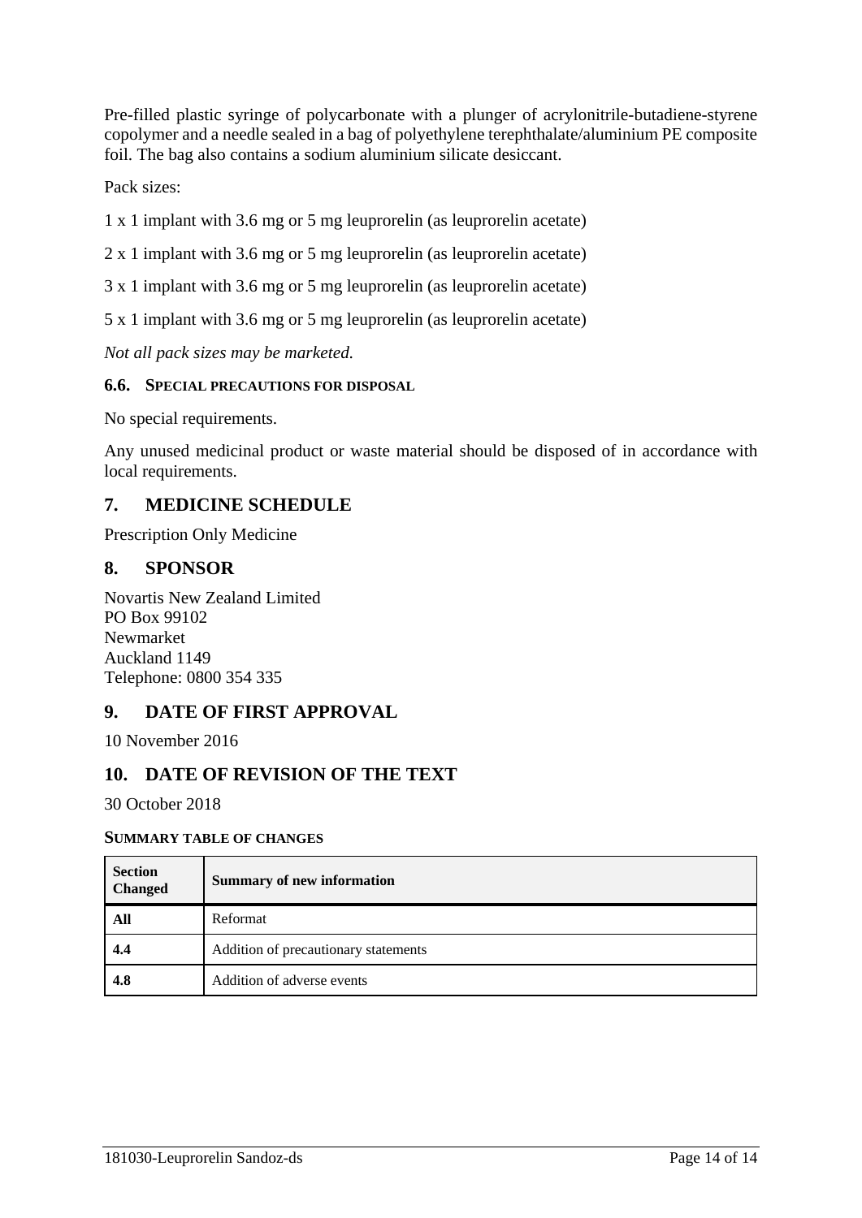Pre-filled plastic syringe of polycarbonate with a plunger of acrylonitrile-butadiene-styrene copolymer and a needle sealed in a bag of polyethylene terephthalate/aluminium PE composite foil. The bag also contains a sodium aluminium silicate desiccant.

Pack sizes:

1 x 1 implant with 3.6 mg or 5 mg leuprorelin (as leuprorelin acetate)

2 x 1 implant with 3.6 mg or 5 mg leuprorelin (as leuprorelin acetate)

3 x 1 implant with 3.6 mg or 5 mg leuprorelin (as leuprorelin acetate)

5 x 1 implant with 3.6 mg or 5 mg leuprorelin (as leuprorelin acetate)

*Not all pack sizes may be marketed.*

### 6.6. Special precautions for disposal

No special requirements.

Any unused medicinal product or waste material should be disposed of in accordance with local requirements.

## 7. MEDICINE SCHEDULE

Prescription Only Medicine

## 8. SPONSOR

Novartis New Zealand Limited
PO Box 99102
Newmarket
Auckland 1149
Telephone: 0800 354 335

## 9. DATE OF FIRST APPROVAL

10 November 2016

## 10. DATE OF REVISION OF THE TEXT

30 October 2018

### Summary table of changes

| Section Changed | Summary of new information |
|---|---|
| **All** | Reformat |
| **4.4** | Addition of precautionary statements |
| **4.8** | Addition of adverse events |